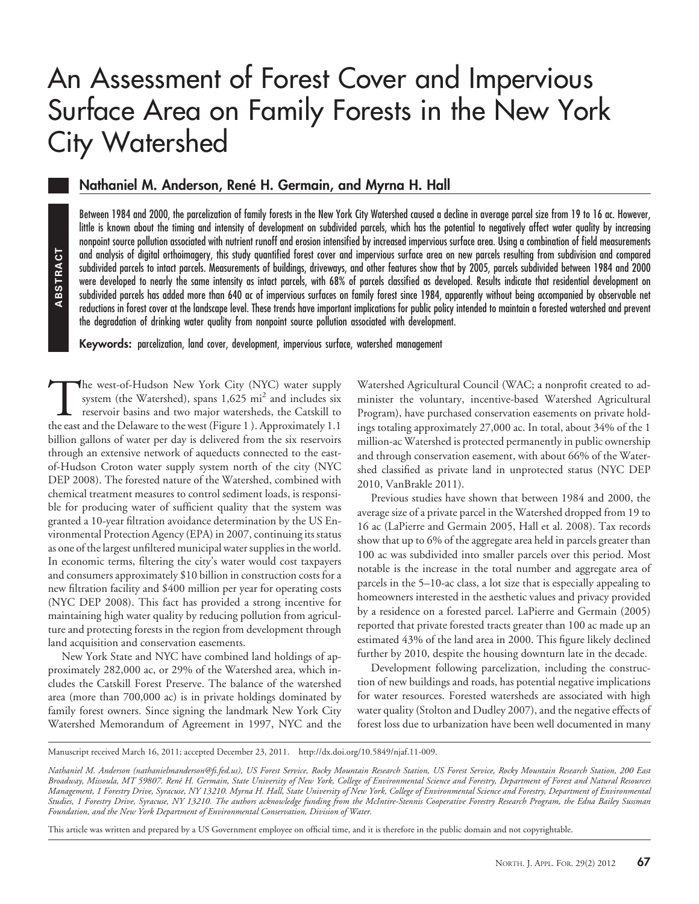# An Assessment of Forest Cover and Impervious Surface Area on Family Forests in the New York City Watershed

## Nathaniel M. Anderson, René H. Germain, and Myrna H. Hall

**ABSTRACT**

Between 1984 and 2000, the parcelization of family forests in the New York City Watershed caused a decline in average parcel size from 19 to 16 ac. However, little is known about the timing and intensity of development on subdivided parcels, which has the potential to negatively affect water quality by increasing nonpoint source pollution associated with nutrient runoff and erosion intensified by increased impervious surface area. Using a combination of field measurements and analysis of digital orthoimagery, this study quantified forest cover and impervious surface area on new parcels resulting from subdivision and compared subdivided parcels to intact parcels. Measurements of buildings, driveways, and other features show that by 2005, parcels subdivided between 1984 and 2000 were developed to nearly the same intensity as intact parcels, with 68% of parcels classified as developed. Results indicate that residential development on subdivided parcels has added more than 640 ac of impervious surfaces on family forest since 1984, apparently without being accompanied by observable net reductions in forest cover at the landscape level. These trends have important implications for public policy intended to maintain a forested watershed and prevent the degradation of drinking water quality from nonpoint source pollution associated with development.

**Keywords:** parcelization, land cover, development, impervious surface, watershed management

The west-of-Hudson New York City (NYC) water supply system (the Watershed), spans 1,625 mi$^2$ and includes six reservoir basins and two major watersheds, the Catskill to the east and the Delaware to the west (Figure 1 ). Approximately 1.1 billion gallons of water per day is delivered from the six reservoirs through an extensive network of aqueducts connected to the east-of-Hudson Croton water supply system north of the city (NYC DEP 2008). The forested nature of the Watershed, combined with chemical treatment measures to control sediment loads, is responsible for producing water of sufficient quality that the system was granted a 10-year filtration avoidance determination by the US Environmental Protection Agency (EPA) in 2007, continuing its status as one of the largest unfiltered municipal water supplies in the world. In economic terms, filtering the city's water would cost taxpayers and consumers approximately \$10 billion in construction costs for a new filtration facility and \$400 million per year for operating costs (NYC DEP 2008). This fact has provided a strong incentive for maintaining high water quality by reducing pollution from agriculture and protecting forests in the region from development through land acquisition and conservation easements.

New York State and NYC have combined land holdings of approximately 282,000 ac, or 29% of the Watershed area, which includes the Catskill Forest Preserve. The balance of the watershed area (more than 700,000 ac) is in private holdings dominated by family forest owners. Since signing the landmark New York City Watershed Memorandum of Agreement in 1997, NYC and the Watershed Agricultural Council (WAC; a nonprofit created to administer the voluntary, incentive-based Watershed Agricultural Program), have purchased conservation easements on private holdings totaling approximately 27,000 ac. In total, about 34% of the 1 million-ac Watershed is protected permanently in public ownership and through conservation easement, with about 66% of the Watershed classified as private land in unprotected status (NYC DEP 2010, VanBrakle 2011).

Previous studies have shown that between 1984 and 2000, the average size of a private parcel in the Watershed dropped from 19 to 16 ac (LaPierre and Germain 2005, Hall et al. 2008). Tax records show that up to 6% of the aggregate area held in parcels greater than 100 ac was subdivided into smaller parcels over this period. Most notable is the increase in the total number and aggregate area of parcels in the 5–10-ac class, a lot size that is especially appealing to homeowners interested in the aesthetic values and privacy provided by a residence on a forested parcel. LaPierre and Germain (2005) reported that private forested tracts greater than 100 ac made up an estimated 43% of the land area in 2000. This figure likely declined further by 2010, despite the housing downturn late in the decade.

Development following parcelization, including the construction of new buildings and roads, has potential negative implications for water resources. Forested watersheds are associated with high water quality (Stolton and Dudley 2007), and the negative effects of forest loss due to urbanization have been well documented in many

Manuscript received March 16, 2011; accepted December 23, 2011. http://dx.doi.org/10.5849/njaf.11-009.

*Nathaniel M. Anderson (nathanielmanderson@fs.fed.us), US Forest Service, Rocky Mountain Research Station, US Forest Service, Rocky Mountain Research Station, 200 East Broadway, Missoula, MT 59807. René H. Germain, State University of New York, College of Environmental Science and Forestry, Department of Forest and Natural Resources Management, 1 Forestry Drive, Syracuse, NY 13210. Myrna H. Hall, State University of New York, College of Environmental Science and Forestry, Department of Environmental Studies, 1 Forestry Drive, Syracuse, NY 13210. The authors acknowledge funding from the McIntire-Stennis Cooperative Forestry Research Program, the Edna Bailey Sussman Foundation, and the New York Department of Environmental Conservation, Division of Water.*

This article was written and prepared by a US Government employee on official time, and it is therefore in the public domain and not copyrightable.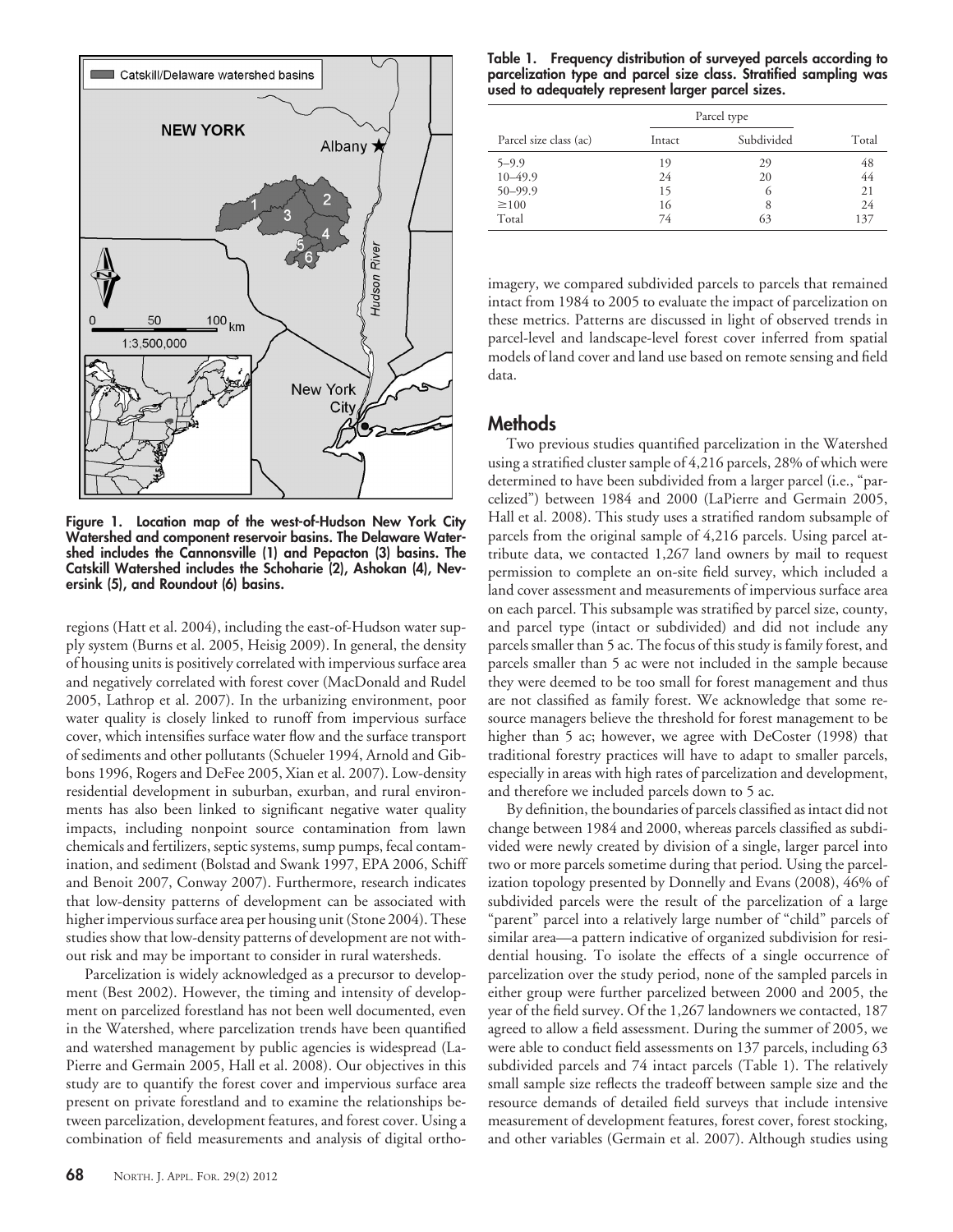Figure 1. Location map of the west-of-Hudson New York City Watershed and component reservoir basins. The Delaware Watershed includes the Cannonsville (1) and Pepacton (3) basins. The Catskill Watershed includes the Schoharie (2), Ashokan (4), Neversink (5), and Roundout (6) basins.

regions (Hatt et al. 2004), including the east-of-Hudson water supply system (Burns et al. 2005, Heisig 2009). In general, the density of housing units is positively correlated with impervious surface area and negatively correlated with forest cover (MacDonald and Rudel 2005, Lathrop et al. 2007). In the urbanizing environment, poor water quality is closely linked to runoff from impervious surface cover, which intensifies surface water flow and the surface transport of sediments and other pollutants (Schueler 1994, Arnold and Gibbons 1996, Rogers and DeFee 2005, Xian et al. 2007). Low-density residential development in suburban, exurban, and rural environments has also been linked to significant negative water quality impacts, including nonpoint source contamination from lawn chemicals and fertilizers, septic systems, sump pumps, fecal contamination, and sediment (Bolstad and Swank 1997, EPA 2006, Schiff and Benoit 2007, Conway 2007). Furthermore, research indicates that low-density patterns of development can be associated with higher impervious surface area per housing unit (Stone 2004). These studies show that low-density patterns of development are not without risk and may be important to consider in rural watersheds.

Parcelization is widely acknowledged as a precursor to development (Best 2002). However, the timing and intensity of development on parcelized forestland has not been well documented, even in the Watershed, where parcelization trends have been quantified and watershed management by public agencies is widespread (LaPierre and Germain 2005, Hall et al. 2008). Our objectives in this study are to quantify the forest cover and impervious surface area present on private forestland and to examine the relationships between parcelization, development features, and forest cover. Using a combination of field measurements and analysis of digital orthoimagery, we compared subdivided parcels to parcels that remained intact from 1984 to 2005 to evaluate the impact of parcelization on these metrics. Patterns are discussed in light of observed trends in parcel-level and landscape-level forest cover inferred from spatial models of land cover and land use based on remote sensing and field data.

**Table 1. Frequency distribution of surveyed parcels according to parcelization type and parcel size class. Stratified sampling was used to adequately represent larger parcel sizes.**

| | Parcel type | | |
|---|---|---|---|
| Parcel size class (ac) | Intact | Subdivided | Total |
| 5–9.9 | 19 | 29 | 48 |
| 10–49.9 | 24 | 20 | 44 |
| 50–99.9 | 15 | 6 | 21 |
| ≥100 | 16 | 8 | 24 |
| Total | 74 | 63 | 137 |

## Methods

Two previous studies quantified parcelization in the Watershed using a stratified cluster sample of 4,216 parcels, 28% of which were determined to have been subdivided from a larger parcel (i.e., "parcelized") between 1984 and 2000 (LaPierre and Germain 2005, Hall et al. 2008). This study uses a stratified random subsample of parcels from the original sample of 4,216 parcels. Using parcel attribute data, we contacted 1,267 land owners by mail to request permission to complete an on-site field survey, which included a land cover assessment and measurements of impervious surface area on each parcel. This subsample was stratified by parcel size, county, and parcel type (intact or subdivided) and did not include any parcels smaller than 5 ac. The focus of this study is family forest, and parcels smaller than 5 ac were not included in the sample because they were deemed to be too small for forest management and thus are not classified as family forest. We acknowledge that some resource managers believe the threshold for forest management to be higher than 5 ac; however, we agree with DeCoster (1998) that traditional forestry practices will have to adapt to smaller parcels, especially in areas with high rates of parcelization and development, and therefore we included parcels down to 5 ac.

By definition, the boundaries of parcels classified as intact did not change between 1984 and 2000, whereas parcels classified as subdivided were newly created by division of a single, larger parcel into two or more parcels sometime during that period. Using the parcelization topology presented by Donnelly and Evans (2008), 46% of subdivided parcels were the result of the parcelization of a large "parent" parcel into a relatively large number of "child" parcels of similar area—a pattern indicative of organized subdivision for residential housing. To isolate the effects of a single occurrence of parcelization over the study period, none of the sampled parcels in either group were further parcelized between 2000 and 2005, the year of the field survey. Of the 1,267 landowners we contacted, 187 agreed to allow a field assessment. During the summer of 2005, we were able to conduct field assessments on 137 parcels, including 63 subdivided parcels and 74 intact parcels (Table 1). The relatively small sample size reflects the tradeoff between sample size and the resource demands of detailed field surveys that include intensive measurement of development features, forest cover, forest stocking, and other variables (Germain et al. 2007). Although studies using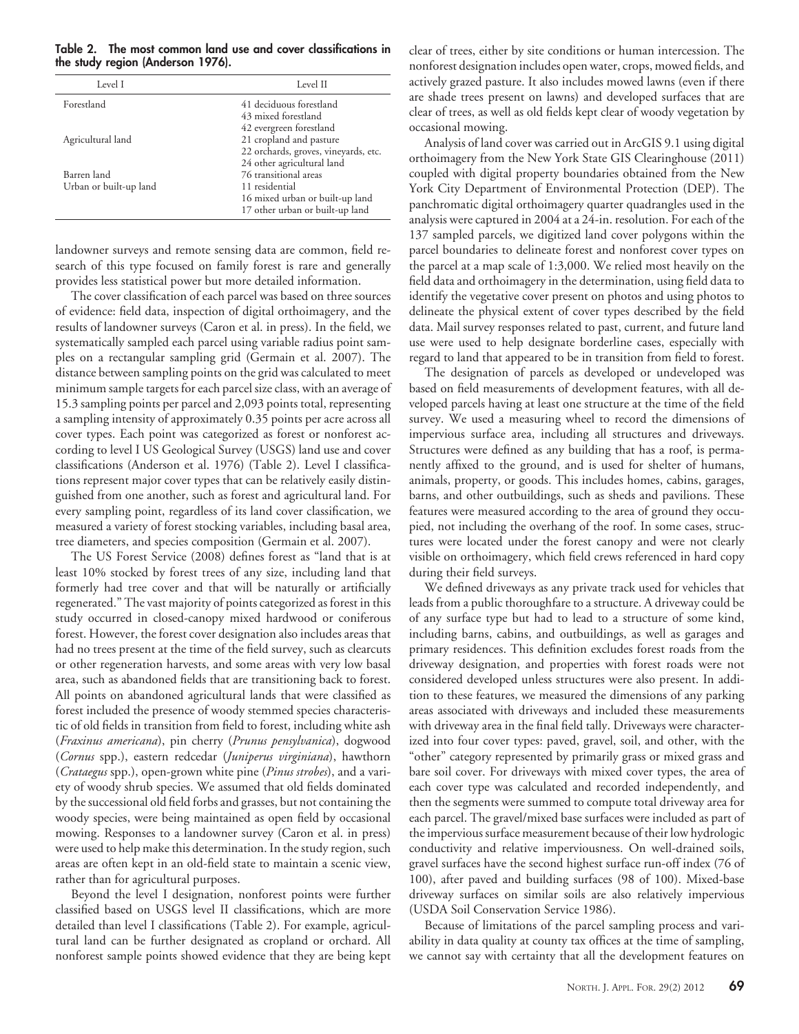**Table 2. The most common land use and cover classifications in the study region (Anderson 1976).**

| Level I | Level II |
|---|---|
| Forestland | 41 deciduous forestland |
| | 43 mixed forestland |
| | 42 evergreen forestland |
| Agricultural land | 21 cropland and pasture |
| | 22 orchards, groves, vineyards, etc. |
| | 24 other agricultural land |
| Barren land | 76 transitional areas |
| Urban or built-up land | 11 residential |
| | 16 mixed urban or built-up land |
| | 17 other urban or built-up land |

landowner surveys and remote sensing data are common, field research of this type focused on family forest is rare and generally provides less statistical power but more detailed information.

The cover classification of each parcel was based on three sources of evidence: field data, inspection of digital orthoimagery, and the results of landowner surveys (Caron et al. in press). In the field, we systematically sampled each parcel using variable radius point samples on a rectangular sampling grid (Germain et al. 2007). The distance between sampling points on the grid was calculated to meet minimum sample targets for each parcel size class, with an average of 15.3 sampling points per parcel and 2,093 points total, representing a sampling intensity of approximately 0.35 points per acre across all cover types. Each point was categorized as forest or nonforest according to level I US Geological Survey (USGS) land use and cover classifications (Anderson et al. 1976) (Table 2). Level I classifications represent major cover types that can be relatively easily distinguished from one another, such as forest and agricultural land. For every sampling point, regardless of its land cover classification, we measured a variety of forest stocking variables, including basal area, tree diameters, and species composition (Germain et al. 2007).

The US Forest Service (2008) defines forest as "land that is at least 10% stocked by forest trees of any size, including land that formerly had tree cover and that will be naturally or artificially regenerated." The vast majority of points categorized as forest in this study occurred in closed-canopy mixed hardwood or coniferous forest. However, the forest cover designation also includes areas that had no trees present at the time of the field survey, such as clearcuts or other regeneration harvests, and some areas with very low basal area, such as abandoned fields that are transitioning back to forest. All points on abandoned agricultural lands that were classified as forest included the presence of woody stemmed species characteristic of old fields in transition from field to forest, including white ash (*Fraxinus americana*), pin cherry (*Prunus pensylvanica*), dogwood (*Cornus* spp.), eastern redcedar (*Juniperus virginiana*), hawthorn (*Crataegus* spp.), open-grown white pine (*Pinus strobes*), and a variety of woody shrub species. We assumed that old fields dominated by the successional old field forbs and grasses, but not containing the woody species, were being maintained as open field by occasional mowing. Responses to a landowner survey (Caron et al. in press) were used to help make this determination. In the study region, such areas are often kept in an old-field state to maintain a scenic view, rather than for agricultural purposes.

Beyond the level I designation, nonforest points were further classified based on USGS level II classifications, which are more detailed than level I classifications (Table 2). For example, agricultural land can be further designated as cropland or orchard. All nonforest sample points showed evidence that they are being kept clear of trees, either by site conditions or human intercession. The nonforest designation includes open water, crops, mowed fields, and actively grazed pasture. It also includes mowed lawns (even if there are shade trees present on lawns) and developed surfaces that are clear of trees, as well as old fields kept clear of woody vegetation by occasional mowing.

Analysis of land cover was carried out in ArcGIS 9.1 using digital orthoimagery from the New York State GIS Clearinghouse (2011) coupled with digital property boundaries obtained from the New York City Department of Environmental Protection (DEP). The panchromatic digital orthoimagery quarter quadrangles used in the analysis were captured in 2004 at a 24-in. resolution. For each of the 137 sampled parcels, we digitized land cover polygons within the parcel boundaries to delineate forest and nonforest cover types on the parcel at a map scale of 1:3,000. We relied most heavily on the field data and orthoimagery in the determination, using field data to identify the vegetative cover present on photos and using photos to delineate the physical extent of cover types described by the field data. Mail survey responses related to past, current, and future land use were used to help designate borderline cases, especially with regard to land that appeared to be in transition from field to forest.

The designation of parcels as developed or undeveloped was based on field measurements of development features, with all developed parcels having at least one structure at the time of the field survey. We used a measuring wheel to record the dimensions of impervious surface area, including all structures and driveways. Structures were defined as any building that has a roof, is permanently affixed to the ground, and is used for shelter of humans, animals, property, or goods. This includes homes, cabins, garages, barns, and other outbuildings, such as sheds and pavilions. These features were measured according to the area of ground they occupied, not including the overhang of the roof. In some cases, structures were located under the forest canopy and were not clearly visible on orthoimagery, which field crews referenced in hard copy during their field surveys.

We defined driveways as any private track used for vehicles that leads from a public thoroughfare to a structure. A driveway could be of any surface type but had to lead to a structure of some kind, including barns, cabins, and outbuildings, as well as garages and primary residences. This definition excludes forest roads from the driveway designation, and properties with forest roads were not considered developed unless structures were also present. In addition to these features, we measured the dimensions of any parking areas associated with driveways and included these measurements with driveway area in the final field tally. Driveways were characterized into four cover types: paved, gravel, soil, and other, with the "other" category represented by primarily grass or mixed grass and bare soil cover. For driveways with mixed cover types, the area of each cover type was calculated and recorded independently, and then the segments were summed to compute total driveway area for each parcel. The gravel/mixed base surfaces were included as part of the impervious surface measurement because of their low hydrologic conductivity and relative imperviousness. On well-drained soils, gravel surfaces have the second highest surface run-off index (76 of 100), after paved and building surfaces (98 of 100). Mixed-base driveway surfaces on similar soils are also relatively impervious (USDA Soil Conservation Service 1986).

Because of limitations of the parcel sampling process and variability in data quality at county tax offices at the time of sampling, we cannot say with certainty that all the development features on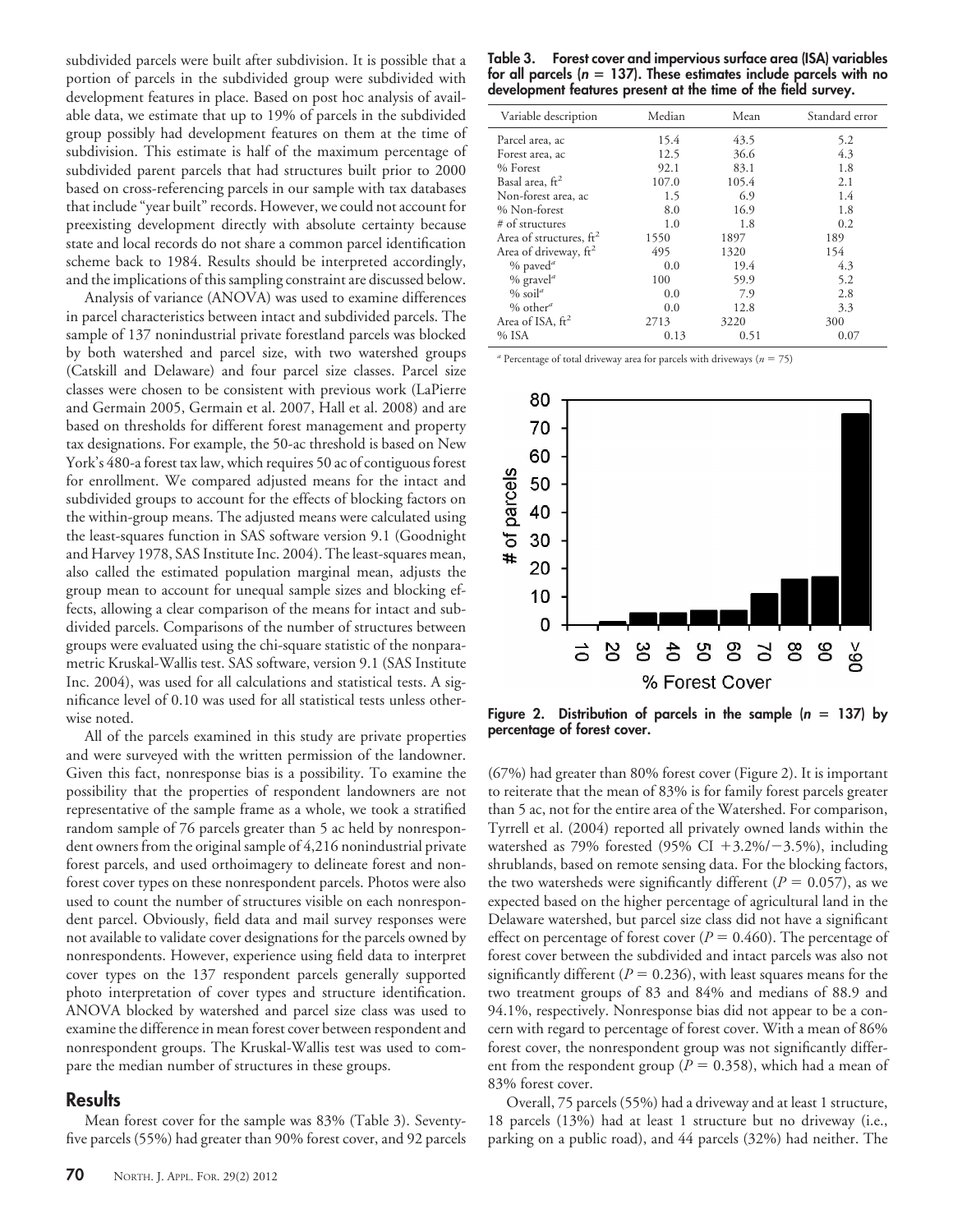subdivided parcels were built after subdivision. It is possible that a portion of parcels in the subdivided group were subdivided with development features in place. Based on post hoc analysis of available data, we estimate that up to 19% of parcels in the subdivided group possibly had development features on them at the time of subdivision. This estimate is half of the maximum percentage of subdivided parent parcels that had structures built prior to 2000 based on cross-referencing parcels in our sample with tax databases that include "year built" records. However, we could not account for preexisting development directly with absolute certainty because state and local records do not share a common parcel identification scheme back to 1984. Results should be interpreted accordingly, and the implications of this sampling constraint are discussed below.

Analysis of variance (ANOVA) was used to examine differences in parcel characteristics between intact and subdivided parcels. The sample of 137 nonindustrial private forestland parcels was blocked by both watershed and parcel size, with two watershed groups (Catskill and Delaware) and four parcel size classes. Parcel size classes were chosen to be consistent with previous work (LaPierre and Germain 2005, Germain et al. 2007, Hall et al. 2008) and are based on thresholds for different forest management and property tax designations. For example, the 50-ac threshold is based on New York's 480-a forest tax law, which requires 50 ac of contiguous forest for enrollment. We compared adjusted means for the intact and subdivided groups to account for the effects of blocking factors on the within-group means. The adjusted means were calculated using the least-squares function in SAS software version 9.1 (Goodnight and Harvey 1978, SAS Institute Inc. 2004). The least-squares mean, also called the estimated population marginal mean, adjusts the group mean to account for unequal sample sizes and blocking effects, allowing a clear comparison of the means for intact and subdivided parcels. Comparisons of the number of structures between groups were evaluated using the chi-square statistic of the nonparametric Kruskal-Wallis test. SAS software, version 9.1 (SAS Institute Inc. 2004), was used for all calculations and statistical tests. A significance level of 0.10 was used for all statistical tests unless otherwise noted.

All of the parcels examined in this study are private properties and were surveyed with the written permission of the landowner. Given this fact, nonresponse bias is a possibility. To examine the possibility that the properties of respondent landowners are not representative of the sample frame as a whole, we took a stratified random sample of 76 parcels greater than 5 ac held by nonrespondent owners from the original sample of 4,216 nonindustrial private forest parcels, and used orthoimagery to delineate forest and nonforest cover types on these nonrespondent parcels. Photos were also used to count the number of structures visible on each nonrespondent parcel. Obviously, field data and mail survey responses were not available to validate cover designations for the parcels owned by nonrespondents. However, experience using field data to interpret cover types on the 137 respondent parcels generally supported photo interpretation of cover types and structure identification. ANOVA blocked by watershed and parcel size class was used to examine the difference in mean forest cover between respondent and nonrespondent groups. The Kruskal-Wallis test was used to compare the median number of structures in these groups.

## Results

Mean forest cover for the sample was 83% (Table 3). Seventy-five parcels (55%) had greater than 90% forest cover, and 92 parcels (67%) had greater than 80% forest cover (Figure 2). It is important to reiterate that the mean of 83% is for family forest parcels greater than 5 ac, not for the entire area of the Watershed. For comparison, Tyrrell et al. (2004) reported all privately owned lands within the watershed as 79% forested (95% CI +3.2%/−3.5%), including shrublands, based on remote sensing data. For the blocking factors, the two watersheds were significantly different ($P = 0.057$), as we expected based on the higher percentage of agricultural land in the Delaware watershed, but parcel size class did not have a significant effect on percentage of forest cover ($P = 0.460$). The percentage of forest cover between the subdivided and intact parcels was also not significantly different ($P = 0.236$), with least squares means for the two treatment groups of 83 and 84% and medians of 88.9 and 94.1%, respectively. Nonresponse bias did not appear to be a concern with regard to percentage of forest cover. With a mean of 86% forest cover, the nonrespondent group was not significantly different from the respondent group ($P = 0.358$), which had a mean of 83% forest cover.

Overall, 75 parcels (55%) had a driveway and at least 1 structure, 18 parcels (13%) had at least 1 structure but no driveway (i.e., parking on a public road), and 44 parcels (32%) had neither. The

**Table 3. Forest cover and impervious surface area (ISA) variables for all parcels ($n = 137$). These estimates include parcels with no development features present at the time of the field survey.**

| Variable description | Median | Mean | Standard error |
|---|---|---|---|
| Parcel area, ac | 15.4 | 43.5 | 5.2 |
| Forest area, ac | 12.5 | 36.6 | 4.3 |
| % Forest | 92.1 | 83.1 | 1.8 |
| Basal area, $ft^2$ | 107.0 | 105.4 | 2.1 |
| Non-forest area, ac | 1.5 | 6.9 | 1.4 |
| % Non-forest | 8.0 | 16.9 | 1.8 |
| # of structures | 1.0 | 1.8 | 0.2 |
| Area of structures, $ft^2$ | 1550 | 1897 | 189 |
| Area of driveway, $ft^2$ | 495 | 1320 | 154 |
| % paved[a] | 0.0 | 19.4 | 4.3 |
| % gravel[a] | 100 | 59.9 | 5.2 |
| % soil[a] | 0.0 | 7.9 | 2.8 |
| % other[a] | 0.0 | 12.8 | 3.3 |
| Area of ISA, $ft^2$ | 2713 | 3220 | 300 |
| % ISA | 0.13 | 0.51 | 0.07 |

[a] Percentage of total driveway area for parcels with driveways ($n = 75$)

**Figure 2. Distribution of parcels in the sample ($n = 137$) by percentage of forest cover.**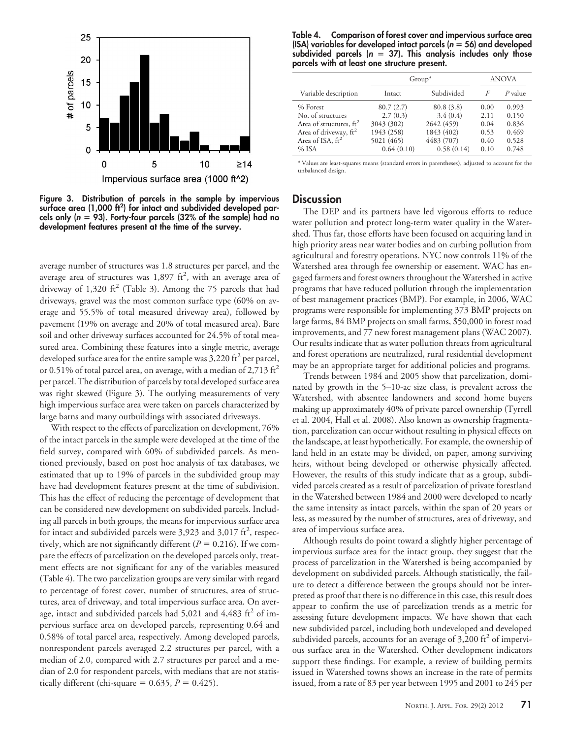Figure 3. Distribution of parcels in the sample by impervious surface area (1,000 ft$^2$) for intact and subdivided developed parcels only ($n$ = 93). Forty-four parcels (32% of the sample) had no development features present at the time of the survey.

average number of structures was 1.8 structures per parcel, and the average area of structures was 1,897 ft$^2$, with an average area of driveway of 1,320 ft$^2$ (Table 3). Among the 75 parcels that had driveways, gravel was the most common surface type (60% on average and 55.5% of total measured driveway area), followed by pavement (19% on average and 20% of total measured area). Bare soil and other driveway surfaces accounted for 24.5% of total measured area. Combining these features into a single metric, average developed surface area for the entire sample was 3,220 ft$^2$ per parcel, or 0.51% of total parcel area, on average, with a median of 2,713 ft$^2$ per parcel. The distribution of parcels by total developed surface area was right skewed (Figure 3). The outlying measurements of very high impervious surface area were taken on parcels characterized by large barns and many outbuildings with associated driveways.

With respect to the effects of parcelization on development, 76% of the intact parcels in the sample were developed at the time of the field survey, compared with 60% of subdivided parcels. As mentioned previously, based on post hoc analysis of tax databases, we estimated that up to 19% of parcels in the subdivided group may have had development features present at the time of subdivision. This has the effect of reducing the percentage of development that can be considered new development on subdivided parcels. Including all parcels in both groups, the means for impervious surface area for intact and subdivided parcels were 3,923 and 3,017 ft$^2$, respectively, which are not significantly different ($P = 0.216$). If we compare the effects of parcelization on the developed parcels only, treatment effects are not significant for any of the variables measured (Table 4). The two parcelization groups are very similar with regard to percentage of forest cover, number of structures, area of structures, area of driveway, and total impervious surface area. On average, intact and subdivided parcels had 5,021 and 4,483 ft$^2$ of impervious surface area on developed parcels, representing 0.64 and 0.58% of total parcel area, respectively. Among developed parcels, nonrespondent parcels averaged 2.2 structures per parcel, with a median of 2.0, compared with 2.7 structures per parcel and a median of 2.0 for respondent parcels, with medians that are not statistically different (chi-square = 0.635, $P = 0.425$).

**Table 4. Comparison of forest cover and impervious surface area (ISA) variables for developed intact parcels ($n$ = 56) and developed subdivided parcels ($n$ = 37). This analysis includes only those parcels with at least one structure present.**

| | Group[a] | | ANOVA | |
|---|---|---|---|---|
| Variable description | Intact | Subdivided | $F$ | $P$ value |
| % Forest | 80.7 (2.7) | 80.8 (3.8) | 0.00 | 0.993 |
| No. of structures | 2.7 (0.3) | 3.4 (0.4) | 2.11 | 0.150 |
| Area of structures, ft$^2$ | 3043 (302) | 2642 (459) | 0.04 | 0.836 |
| Area of driveway, ft$^2$ | 1943 (258) | 1843 (402) | 0.53 | 0.469 |
| Area of ISA, ft$^2$ | 5021 (465) | 4483 (707) | 0.40 | 0.528 |
| % ISA | 0.64 (0.10) | 0.58 (0.14) | 0.10 | 0.748 |

[a] Values are least-squares means (standard errors in parentheses), adjusted to account for the unbalanced design.

## Discussion

The DEP and its partners have led vigorous efforts to reduce water pollution and protect long-term water quality in the Watershed. Thus far, those efforts have been focused on acquiring land in high priority areas near water bodies and on curbing pollution from agricultural and forestry operations. NYC now controls 11% of the Watershed area through fee ownership or easement. WAC has engaged farmers and forest owners throughout the Watershed in active programs that have reduced pollution through the implementation of best management practices (BMP). For example, in 2006, WAC programs were responsible for implementing 373 BMP projects on large farms, 84 BMP projects on small farms, \$50,000 in forest road improvements, and 77 new forest management plans (WAC 2007). Our results indicate that as water pollution threats from agricultural and forest operations are neutralized, rural residential development may be an appropriate target for additional policies and programs.

Trends between 1984 and 2005 show that parcelization, dominated by growth in the 5–10-ac size class, is prevalent across the Watershed, with absentee landowners and second home buyers making up approximately 40% of private parcel ownership (Tyrrell et al. 2004, Hall et al. 2008). Also known as ownership fragmentation, parcelization can occur without resulting in physical effects on the landscape, at least hypothetically. For example, the ownership of land held in an estate may be divided, on paper, among surviving heirs, without being developed or otherwise physically affected. However, the results of this study indicate that as a group, subdivided parcels created as a result of parcelization of private forestland in the Watershed between 1984 and 2000 were developed to nearly the same intensity as intact parcels, within the span of 20 years or less, as measured by the number of structures, area of driveway, and area of impervious surface area.

Although results do point toward a slightly higher percentage of impervious surface area for the intact group, they suggest that the process of parcelization in the Watershed is being accompanied by development on subdivided parcels. Although statistically, the failure to detect a difference between the groups should not be interpreted as proof that there is no difference in this case, this result does appear to confirm the use of parcelization trends as a metric for assessing future development impacts. We have shown that each new subdivided parcel, including both undeveloped and developed subdivided parcels, accounts for an average of 3,200 ft$^2$ of impervious surface area in the Watershed. Other development indicators support these findings. For example, a review of building permits issued in Watershed towns shows an increase in the rate of permits issued, from a rate of 83 per year between 1995 and 2001 to 245 per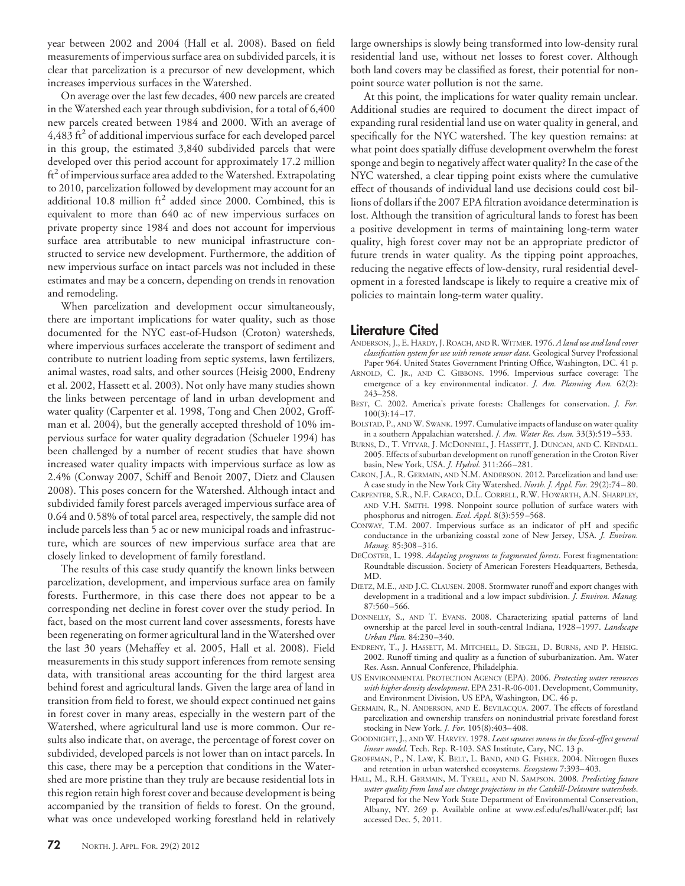year between 2002 and 2004 (Hall et al. 2008). Based on field measurements of impervious surface area on subdivided parcels, it is clear that parcelization is a precursor of new development, which increases impervious surfaces in the Watershed.

On average over the last few decades, 400 new parcels are created in the Watershed each year through subdivision, for a total of 6,400 new parcels created between 1984 and 2000. With an average of 4,483 $ft^2$ of additional impervious surface for each developed parcel in this group, the estimated 3,840 subdivided parcels that were developed over this period account for approximately 17.2 million $ft^2$ of impervious surface area added to the Watershed. Extrapolating to 2010, parcelization followed by development may account for an additional 10.8 million $ft^2$ added since 2000. Combined, this is equivalent to more than 640 ac of new impervious surfaces on private property since 1984 and does not account for impervious surface area attributable to new municipal infrastructure constructed to service new development. Furthermore, the addition of new impervious surface on intact parcels was not included in these estimates and may be a concern, depending on trends in renovation and remodeling.

When parcelization and development occur simultaneously, there are important implications for water quality, such as those documented for the NYC east-of-Hudson (Croton) watersheds, where impervious surfaces accelerate the transport of sediment and contribute to nutrient loading from septic systems, lawn fertilizers, animal wastes, road salts, and other sources (Heisig 2000, Endreny et al. 2002, Hassett et al. 2003). Not only have many studies shown the links between percentage of land in urban development and water quality (Carpenter et al. 1998, Tong and Chen 2002, Groffman et al. 2004), but the generally accepted threshold of 10% impervious surface for water quality degradation (Schueler 1994) has been challenged by a number of recent studies that have shown increased water quality impacts with impervious surface as low as 2.4% (Conway 2007, Schiff and Benoit 2007, Dietz and Clausen 2008). This poses concern for the Watershed. Although intact and subdivided family forest parcels averaged impervious surface area of 0.64 and 0.58% of total parcel area, respectively, the sample did not include parcels less than 5 ac or new municipal roads and infrastructure, which are sources of new impervious surface area that are closely linked to development of family forestland.

The results of this case study quantify the known links between parcelization, development, and impervious surface area on family forests. Furthermore, in this case there does not appear to be a corresponding net decline in forest cover over the study period. In fact, based on the most current land cover assessments, forests have been regenerating on former agricultural land in the Watershed over the last 30 years (Mehaffey et al. 2005, Hall et al. 2008). Field measurements in this study support inferences from remote sensing data, with transitional areas accounting for the third largest area behind forest and agricultural lands. Given the large area of land in transition from field to forest, we should expect continued net gains in forest cover in many areas, especially in the western part of the Watershed, where agricultural land use is more common. Our results also indicate that, on average, the percentage of forest cover on subdivided, developed parcels is not lower than on intact parcels. In this case, there may be a perception that conditions in the Watershed are more pristine than they truly are because residential lots in this region retain high forest cover and because development is being accompanied by the transition of fields to forest. On the ground, what was once undeveloped working forestland held in relatively large ownerships is slowly being transformed into low-density rural residential land use, without net losses to forest cover. Although both land covers may be classified as forest, their potential for nonpoint source water pollution is not the same.

At this point, the implications for water quality remain unclear. Additional studies are required to document the direct impact of expanding rural residential land use on water quality in general, and specifically for the NYC watershed. The key question remains: at what point does spatially diffuse development overwhelm the forest sponge and begin to negatively affect water quality? In the case of the NYC watershed, a clear tipping point exists where the cumulative effect of thousands of individual land use decisions could cost billions of dollars if the 2007 EPA filtration avoidance determination is lost. Although the transition of agricultural lands to forest has been a positive development in terms of maintaining long-term water quality, high forest cover may not be an appropriate predictor of future trends in water quality. As the tipping point approaches, reducing the negative effects of low-density, rural residential development in a forested landscape is likely to require a creative mix of policies to maintain long-term water quality.

## Literature Cited

Anderson, J., E. Hardy, J. Roach, and R. Witmer. 1976. *A land use and land cover classification system for use with remote sensor data*. Geological Survey Professional Paper 964. United States Government Printing Office, Washington, DC. 41 p.

Arnold, C. Jr., and C. Gibbons. 1996. Impervious surface coverage: The emergence of a key environmental indicator. *J. Am. Planning Assn.* 62(2): 243–258.

Best, C. 2002. America's private forests: Challenges for conservation. *J. For.* 100(3):14–17.

Bolstad, P., and W. Swank. 1997. Cumulative impacts of landuse on water quality in a southern Appalachian watershed. *J. Am. Water Res. Assn.* 33(3):519–533.

Burns, D., T. Vitvar, J. McDonnell, J. Hassett, J. Duncan, and C. Kendall. 2005. Effects of suburban development on runoff generation in the Croton River basin, New York, USA. *J. Hydrol.* 311:266–281.

Caron, J.A., R. Germain, and N.M. Anderson. 2012. Parcelization and land use: A case study in the New York City Watershed. *North. J. Appl. For.* 29(2):74–80.

Carpenter, S.R., N.F. Caraco, D.L. Correll, R.W. Howarth, A.N. Sharpley, and V.H. Smith. 1998. Nonpoint source pollution of surface waters with phosphorus and nitrogen. *Ecol. Appl.* 8(3):559–568.

Conway, T.M. 2007. Impervious surface as an indicator of pH and specific conductance in the urbanizing coastal zone of New Jersey, USA. *J. Environ. Manag.* 85:308–316.

DeCoster, L. 1998. *Adapting programs to fragmented forests*. Forest fragmentation: Roundtable discussion. Society of American Foresters Headquarters, Bethesda, MD.

Dietz, M.E., and J.C. Clausen. 2008. Stormwater runoff and export changes with development in a traditional and a low impact subdivision. *J. Environ. Manag.* 87:560–566.

Donnelly, S., and T. Evans. 2008. Characterizing spatial patterns of land ownership at the parcel level in south-central Indiana, 1928–1997. *Landscape Urban Plan.* 84:230–340.

Endreny, T., J. Hassett, M. Mitchell, D. Siegel, D. Burns, and P. Heisig. 2002. Runoff timing and quality as a function of suburbanization. Am. Water Res. Assn. Annual Conference, Philadelphia.

US Environmental Protection Agency (EPA). 2006. *Protecting water resources with higher density development*. EPA 231-R-06-001. Development, Community, and Environment Division, US EPA, Washington, DC. 46 p.

Germain, R., N. Anderson, and E. Bevilacqua. 2007. The effects of forestland parcelization and ownership transfers on nonindustrial private forestland forest stocking in New York. *J. For.* 105(8):403–408.

Goodnight, J., and W. Harvey. 1978. *Least squares means in the fixed-effect general linear model*. Tech. Rep. R-103. SAS Institute, Cary, NC. 13 p.

Groffman, P., N. Law, K. Belt, L. Band, and G. Fisher. 2004. Nitrogen fluxes and retention in urban watershed ecosystems. *Ecosystems* 7:393–403.

Hall, M., R.H. Germain, M. Tyrell, and N. Sampson. 2008. *Predicting future water quality from land use change projections in the Catskill-Delaware watersheds*. Prepared for the New York State Department of Environmental Conservation, Albany, NY. 269 p. Available online at www.esf.edu/es/hall/water.pdf; last accessed Dec. 5, 2011.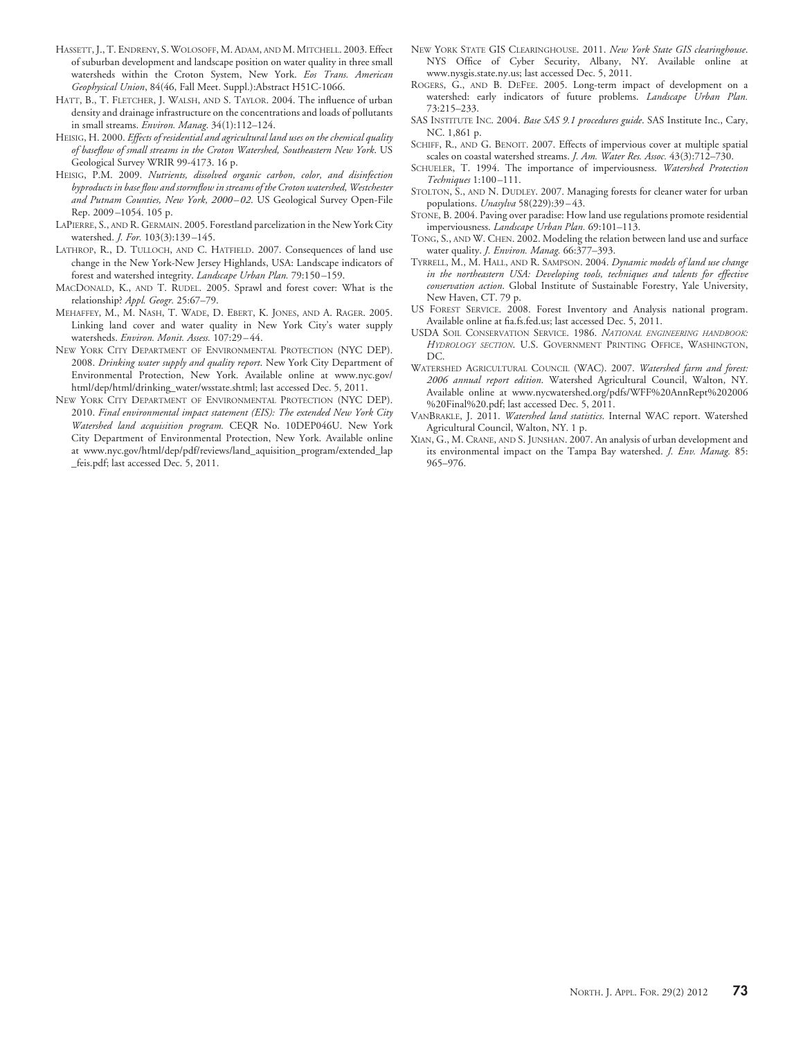Hassett, J., T. Endreny, S. Wolosoff, M. Adam, and M. Mitchell. 2003. Effect of suburban development and landscape position on water quality in three small watersheds within the Croton System, New York. *Eos Trans. American Geophysical Union*, 84(46, Fall Meet. Suppl.):Abstract H51C-1066.

Hatt, B., T. Fletcher, J. Walsh, and S. Taylor. 2004. The influence of urban density and drainage infrastructure on the concentrations and loads of pollutants in small streams. *Environ. Manag.* 34(1):112–124.

Heisig, H. 2000. *Effects of residential and agricultural land uses on the chemical quality of baseflow of small streams in the Croton Watershed, Southeastern New York*. US Geological Survey WRIR 99-4173. 16 p.

Heisig, P.M. 2009. *Nutrients, dissolved organic carbon, color, and disinfection byproducts in base flow and stormflow in streams of the Croton watershed, Westchester and Putnam Counties, New York, 2000–02*. US Geological Survey Open-File Rep. 2009–1054. 105 p.

LaPierre, S., and R. Germain. 2005. Forestland parcelization in the New York City watershed. *J. For.* 103(3):139–145.

Lathrop, R., D. Tulloch, and C. Hatfield. 2007. Consequences of land use change in the New York-New Jersey Highlands, USA: Landscape indicators of forest and watershed integrity. *Landscape Urban Plan.* 79:150–159.

MacDonald, K., and T. Rudel. 2005. Sprawl and forest cover: What is the relationship? *Appl. Geogr.* 25:67–79.

Mehaffey, M., M. Nash, T. Wade, D. Ebert, K. Jones, and A. Rager. 2005. Linking land cover and water quality in New York City's water supply watersheds. *Environ. Monit. Assess.* 107:29–44.

New York City Department of Environmental Protection (NYC DEP). 2008. *Drinking water supply and quality report*. New York City Department of Environmental Protection, New York. Available online at www.nyc.gov/html/dep/html/drinking_water/wsstate.shtml; last accessed Dec. 5, 2011.

New York City Department of Environmental Protection (NYC DEP). 2010. *Final environmental impact statement (EIS): The extended New York City Watershed land acquisition program.* CEQR No. 10DEP046U. New York City Department of Environmental Protection, New York. Available online at www.nyc.gov/html/dep/pdf/reviews/land_aquisition_program/extended_lap_feis.pdf; last accessed Dec. 5, 2011.

New York State GIS Clearinghouse. 2011. *New York State GIS clearinghouse*. NYS Office of Cyber Security, Albany, NY. Available online at www.nysgis.state.ny.us; last accessed Dec. 5, 2011.

Rogers, G., and B. DeFee. 2005. Long-term impact of development on a watershed: early indicators of future problems. *Landscape Urban Plan.* 73:215–233.

SAS Institute Inc. 2004. *Base SAS 9.1 procedures guide*. SAS Institute Inc., Cary, NC. 1,861 p.

Schiff, R., and G. Benoit. 2007. Effects of impervious cover at multiple spatial scales on coastal watershed streams. *J. Am. Water Res. Assoc.* 43(3):712–730.

Schueler, T. 1994. The importance of imperviousness. *Watershed Protection Techniques* 1:100–111.

Stolton, S., and N. Dudley. 2007. Managing forests for cleaner water for urban populations. *Unasylva* 58(229):39–43.

Stone, B. 2004. Paving over paradise: How land use regulations promote residential imperviousness. *Landscape Urban Plan.* 69:101–113.

Tong, S., and W. Chen. 2002. Modeling the relation between land use and surface water quality. *J. Environ. Manag.* 66:377–393.

Tyrrell, M., M. Hall, and R. Sampson. 2004. *Dynamic models of land use change in the northeastern USA: Developing tools, techniques and talents for effective conservation action*. Global Institute of Sustainable Forestry, Yale University, New Haven, CT. 79 p.

US Forest Service. 2008. Forest Inventory and Analysis national program. Available online at fia.fs.fed.us; last accessed Dec. 5, 2011.

USDA Soil Conservation Service. 1986. *National engineering handbook: Hydrology section*. U.S. Government Printing Office, Washington, DC.

Watershed Agricultural Council (WAC). 2007. *Watershed farm and forest: 2006 annual report edition*. Watershed Agricultural Council, Walton, NY. Available online at www.nycwatershed.org/pdfs/WFF%20AnnRept%202006%20Final%20.pdf; last accessed Dec. 5, 2011.

VanBrakle, J. 2011. *Watershed land statistics*. Internal WAC report. Watershed Agricultural Council, Walton, NY. 1 p.

Xian, G., M. Crane, and S. Junshan. 2007. An analysis of urban development and its environmental impact on the Tampa Bay watershed. *J. Env. Manag.* 85: 965–976.